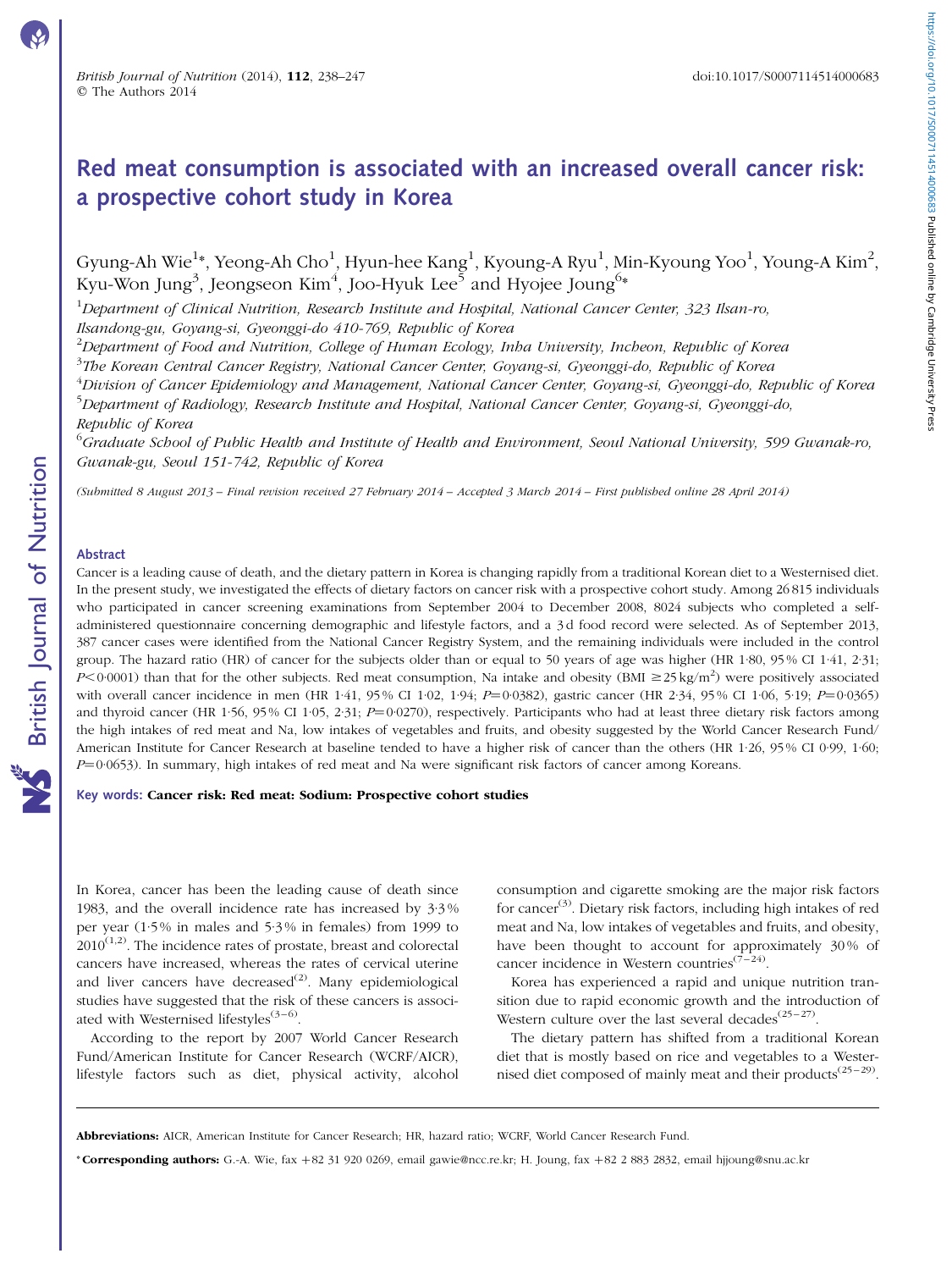# Red meat consumption is associated with an increased overall cancer risk: a prospective cohort study in Korea

Gyung-Ah Wie[1]*, Yeong-Ah Cho[1], Hyun-hee Kang[1], Kyoung-A Ryu[1], Min-Kyoung Yoo[1], Young-A Kim[2], Kyu-Won Jung[3], Jeongseon Kim[4], Joo-Hyuk Lee[5] and Hyojee Joung[6]*

[1]*Department of Clinical Nutrition, Research Institute and Hospital, National Cancer Center, 323 Ilsan-ro, Ilsandong-gu, Goyang-si, Gyeonggi-do 410-769, Republic of Korea*

[2]*Department of Food and Nutrition, College of Human Ecology, Inha University, Incheon, Republic of Korea*

[3]*The Korean Central Cancer Registry, National Cancer Center, Goyang-si, Gyeonggi-do, Republic of Korea*

[4]*Division of Cancer Epidemiology and Management, National Cancer Center, Goyang-si, Gyeonggi-do, Republic of Korea*

[5]*Department of Radiology, Research Institute and Hospital, National Cancer Center, Goyang-si, Gyeonggi-do, Republic of Korea*

[6]*Graduate School of Public Health and Institute of Health and Environment, Seoul National University, 599 Gwanak-ro, Gwanak-gu, Seoul 151-742, Republic of Korea*

*(Submitted 8 August 2013 – Final revision received 27 February 2014 – Accepted 3 March 2014 – First published online 28 April 2014)*

## Abstract

Cancer is a leading cause of death, and the dietary pattern in Korea is changing rapidly from a traditional Korean diet to a Westernised diet. In the present study, we investigated the effects of dietary factors on cancer risk with a prospective cohort study. Among 26 815 individuals who participated in cancer screening examinations from September 2004 to December 2008, 8024 subjects who completed a self-administered questionnaire concerning demographic and lifestyle factors, and a 3 d food record were selected. As of September 2013, 387 cancer cases were identified from the National Cancer Registry System, and the remaining individuals were included in the control group. The hazard ratio (HR) of cancer for the subjects older than or equal to 50 years of age was higher (HR 1·80, 95 % CI 1·41, 2·31; $P<0·0001$) than that for the other subjects. Red meat consumption, Na intake and obesity (BMI $\geq 25\,kg/m^2$) were positively associated with overall cancer incidence in men (HR 1·41, 95 % CI 1·02, 1·94; $P=0·0382$), gastric cancer (HR 2·34, 95 % CI 1·06, 5·19; $P=0·0365$) and thyroid cancer (HR 1·56, 95 % CI 1·05, 2·31; $P=0·0270$), respectively. Participants who had at least three dietary risk factors among the high intakes of red meat and Na, low intakes of vegetables and fruits, and obesity suggested by the World Cancer Research Fund/American Institute for Cancer Research at baseline tended to have a higher risk of cancer than the others (HR 1·26, 95 % CI 0·99, 1·60; $P=0·0653$). In summary, high intakes of red meat and Na were significant risk factors of cancer among Koreans.

**Key words: Cancer risk: Red meat: Sodium: Prospective cohort studies**

In Korea, cancer has been the leading cause of death since 1983, and the overall incidence rate has increased by 3·3 % per year (1·5 % in males and 5·3 % in females) from 1999 to 2010[1,2]. The incidence rates of prostate, breast and colorectal cancers have increased, whereas the rates of cervical uterine and liver cancers have decreased[2]. Many epidemiological studies have suggested that the risk of these cancers is associated with Westernised lifestyles[3–6].

According to the report by 2007 World Cancer Research Fund/American Institute for Cancer Research (WCRF/AICR), lifestyle factors such as diet, physical activity, alcohol consumption and cigarette smoking are the major risk factors for cancer[3]. Dietary risk factors, including high intakes of red meat and Na, low intakes of vegetables and fruits, and obesity, have been thought to account for approximately 30 % of cancer incidence in Western countries[7–24].

Korea has experienced a rapid and unique nutrition transition due to rapid economic growth and the introduction of Western culture over the last several decades[25–27].

The dietary pattern has shifted from a traditional Korean diet that is mostly based on rice and vegetables to a Westernised diet composed of mainly meat and their products[25–29].

**Abbreviations:** AICR, American Institute for Cancer Research; HR, hazard ratio; WCRF, World Cancer Research Fund.

***Corresponding authors:** G.-A. Wie, fax +82 31 920 0269, email gawie@ncc.re.kr; H. Joung, fax +82 2 883 2832, email hjjoung@snu.ac.kr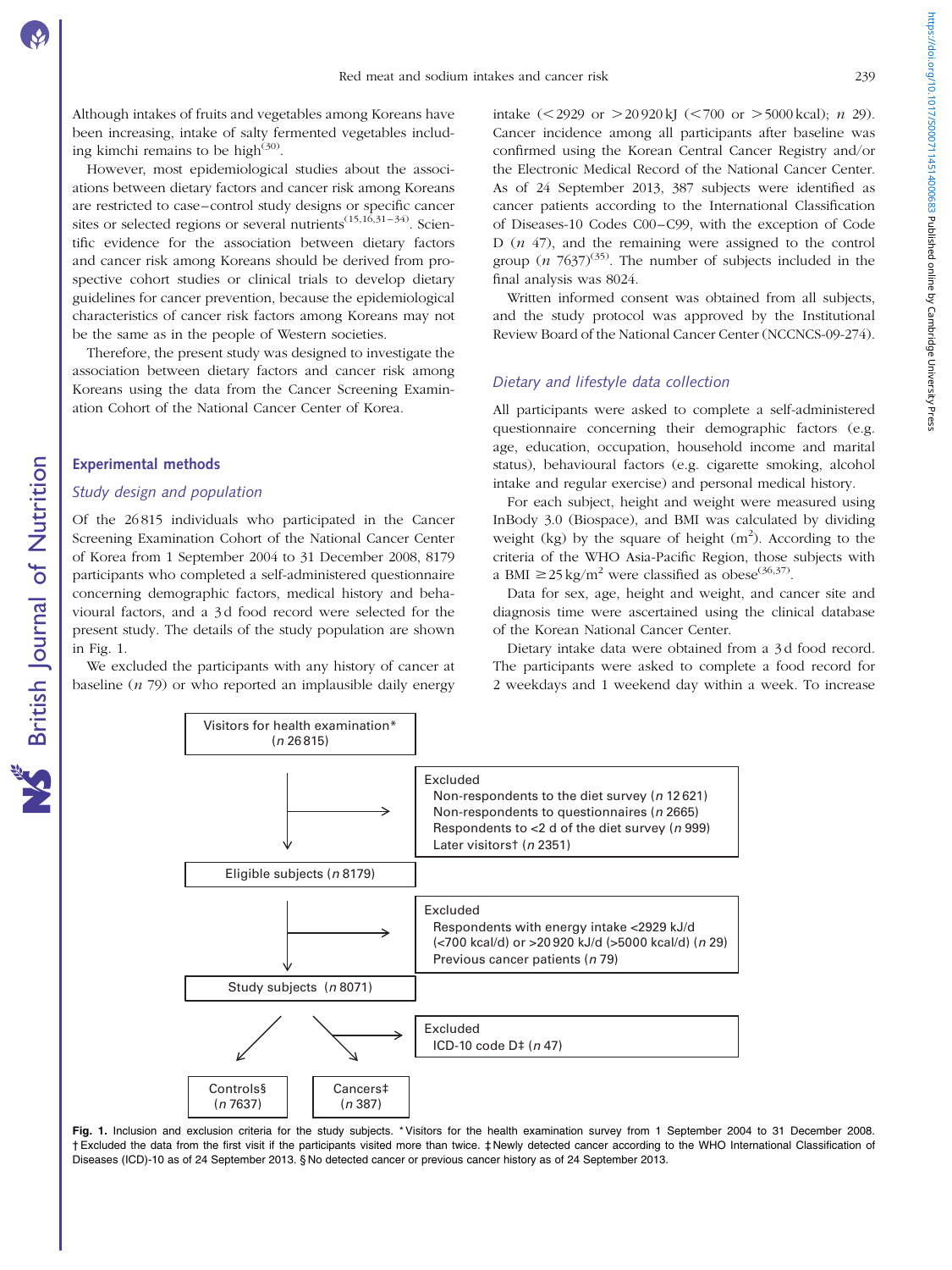Although intakes of fruits and vegetables among Koreans have been increasing, intake of salty fermented vegetables including kimchi remains to be high[30].

However, most epidemiological studies about the associations between dietary factors and cancer risk among Koreans are restricted to case–control study designs or specific cancer sites or selected regions or several nutrients[15,16,31–34]. Scientific evidence for the association between dietary factors and cancer risk among Koreans should be derived from prospective cohort studies or clinical trials to develop dietary guidelines for cancer prevention, because the epidemiological characteristics of cancer risk factors among Koreans may not be the same as in the people of Western societies.

Therefore, the present study was designed to investigate the association between dietary factors and cancer risk among Koreans using the data from the Cancer Screening Examination Cohort of the National Cancer Center of Korea.

## Experimental methods

### *Study design and population*

Of the 26 815 individuals who participated in the Cancer Screening Examination Cohort of the National Cancer Center of Korea from 1 September 2004 to 31 December 2008, 8179 participants who completed a self-administered questionnaire concerning demographic factors, medical history and behavioural factors, and a 3 d food record were selected for the present study. The details of the study population are shown in Fig. 1.

We excluded the participants with any history of cancer at baseline (*n* 79) or who reported an implausible daily energy intake (<2929 or >20 920 kJ (<700 or >5000 kcal); *n* 29). Cancer incidence among all participants after baseline was confirmed using the Korean Central Cancer Registry and/or the Electronic Medical Record of the National Cancer Center. As of 24 September 2013, 387 subjects were identified as cancer patients according to the International Classification of Diseases-10 Codes C00–C99, with the exception of Code D (*n* 47), and the remaining were assigned to the control group (*n* 7637)[35]. The number of subjects included in the final analysis was 8024.

Written informed consent was obtained from all subjects, and the study protocol was approved by the Institutional Review Board of the National Cancer Center (NCCNCS-09-274).

### *Dietary and lifestyle data collection*

All participants were asked to complete a self-administered questionnaire concerning their demographic factors (e.g. age, education, occupation, household income and marital status), behavioural factors (e.g. cigarette smoking, alcohol intake and regular exercise) and personal medical history.

For each subject, height and weight were measured using InBody 3.0 (Biospace), and BMI was calculated by dividing weight (kg) by the square of height (m$^2$). According to the criteria of the WHO Asia-Pacific Region, those subjects with a BMI $\geq 25$ kg/m$^2$ were classified as obese[36,37].

Data for sex, age, height and weight, and cancer site and diagnosis time were ascertained using the clinical database of the Korean National Cancer Center.

Dietary intake data were obtained from a 3 d food record. The participants were asked to complete a food record for 2 weekdays and 1 weekend day within a week. To increase

Visitors for health examination* (*n* 26 815)
→ Excluded: Non-respondents to the diet survey (*n* 12 621); Non-respondents to questionnaires (*n* 2665); Respondents to <2 d of the diet survey (*n* 999); Later visitors† (*n* 2351)
Eligible subjects (*n* 8179)
→ Excluded: Respondents with energy intake <2929 kJ/d (<700 kcal/d) or >20 920 kJ/d (>5000 kcal/d) (*n* 29); Previous cancer patients (*n* 79)
Study subjects (*n* 8071)
→ Excluded: ICD-10 code D‡ (*n* 47)
Controls§ (*n* 7637) | Cancers‡ (*n* 387)

**Fig. 1.** Inclusion and exclusion criteria for the study subjects. * Visitors for the health examination survey from 1 September 2004 to 31 December 2008. † Excluded the data from the first visit if the participants visited more than twice. ‡ Newly detected cancer according to the WHO International Classification of Diseases (ICD)-10 as of 24 September 2013. § No detected cancer or previous cancer history as of 24 September 2013.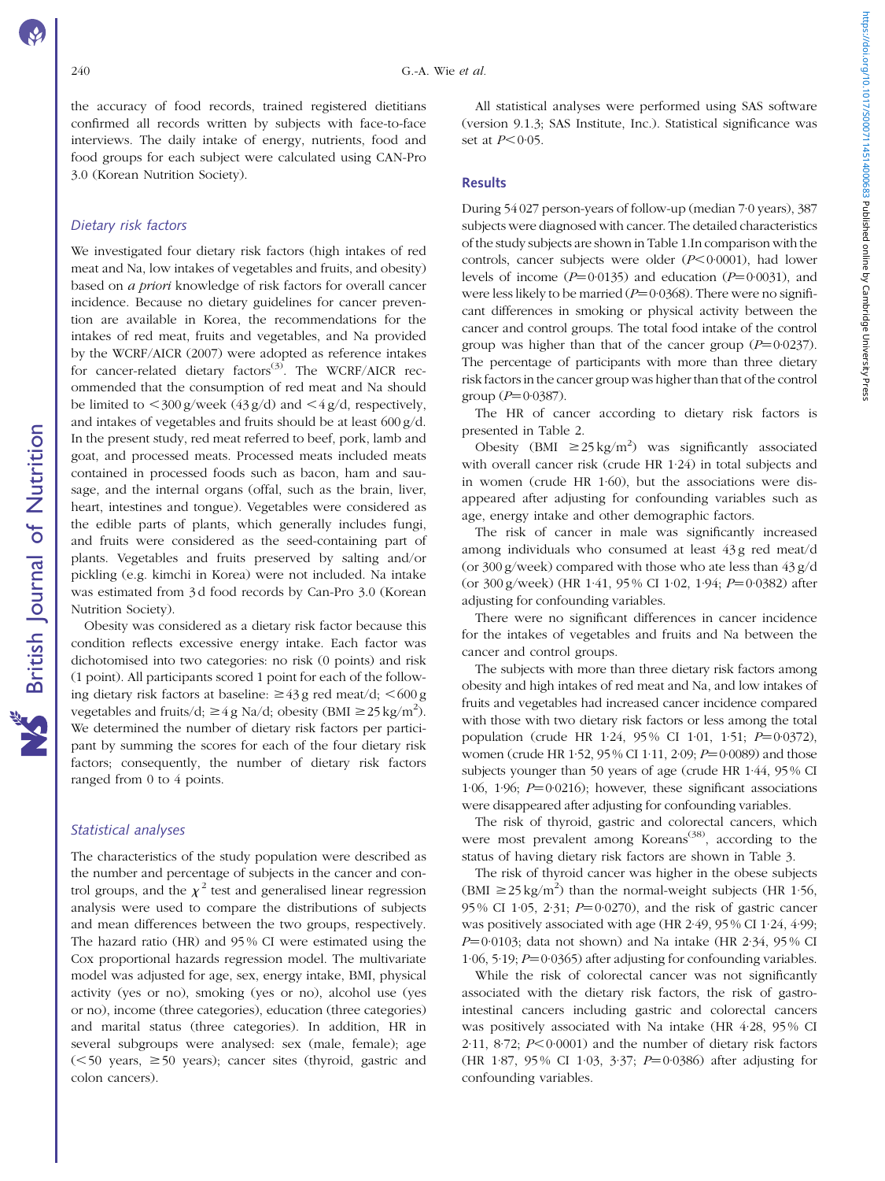the accuracy of food records, trained registered dietitians confirmed all records written by subjects with face-to-face interviews. The daily intake of energy, nutrients, food and food groups for each subject were calculated using CAN-Pro 3.0 (Korean Nutrition Society).

### Dietary risk factors

We investigated four dietary risk factors (high intakes of red meat and Na, low intakes of vegetables and fruits, and obesity) based on *a priori* knowledge of risk factors for overall cancer incidence. Because no dietary guidelines for cancer prevention are available in Korea, the recommendations for the intakes of red meat, fruits and vegetables, and Na provided by the WCRF/AICR (2007) were adopted as reference intakes for cancer-related dietary factors[3]. The WCRF/AICR recommended that the consumption of red meat and Na should be limited to <300 g/week (43 g/d) and <4 g/d, respectively, and intakes of vegetables and fruits should be at least 600 g/d. In the present study, red meat referred to beef, pork, lamb and goat, and processed meats. Processed meats included meats contained in processed foods such as bacon, ham and sausage, and the internal organs (offal, such as the brain, liver, heart, intestines and tongue). Vegetables were considered as the edible parts of plants, which generally includes fungi, and fruits were considered as the seed-containing part of plants. Vegetables and fruits preserved by salting and/or pickling (e.g. kimchi in Korea) were not included. Na intake was estimated from 3 d food records by Can-Pro 3.0 (Korean Nutrition Society).

Obesity was considered as a dietary risk factor because this condition reflects excessive energy intake. Each factor was dichotomised into two categories: no risk (0 points) and risk (1 point). All participants scored 1 point for each of the following dietary risk factors at baseline: ≥43 g red meat/d; <600 g vegetables and fruits/d; ≥4 g Na/d; obesity (BMI ≥25 kg/m$^2$). We determined the number of dietary risk factors per participant by summing the scores for each of the four dietary risk factors; consequently, the number of dietary risk factors ranged from 0 to 4 points.

### Statistical analyses

The characteristics of the study population were described as the number and percentage of subjects in the cancer and control groups, and the $\chi^2$ test and generalised linear regression analysis were used to compare the distributions of subjects and mean differences between the two groups, respectively. The hazard ratio (HR) and 95 % CI were estimated using the Cox proportional hazards regression model. The multivariate model was adjusted for age, sex, energy intake, BMI, physical activity (yes or no), smoking (yes or no), alcohol use (yes or no), income (three categories), education (three categories) and marital status (three categories). In addition, HR in several subgroups were analysed: sex (male, female); age (<50 years, ≥50 years); cancer sites (thyroid, gastric and colon cancers).

All statistical analyses were performed using SAS software (version 9.1.3; SAS Institute, Inc.). Statistical significance was set at $P<0·05$.

## Results

During 54 027 person-years of follow-up (median 7·0 years), 387 subjects were diagnosed with cancer. The detailed characteristics of the study subjects are shown in Table 1.In comparison with the controls, cancer subjects were older ($P<0·0001$), had lower levels of income ($P=0·0135$) and education ($P=0·0031$), and were less likely to be married ($P=0·0368$). There were no significant differences in smoking or physical activity between the cancer and control groups. The total food intake of the control group was higher than that of the cancer group ($P=0·0237$). The percentage of participants with more than three dietary risk factors in the cancer group was higher than that of the control group ($P=0·0387$).

The HR of cancer according to dietary risk factors is presented in Table 2.

Obesity (BMI ≥25 kg/m$^2$) was significantly associated with overall cancer risk (crude HR 1·24) in total subjects and in women (crude HR 1·60), but the associations were disappeared after adjusting for confounding variables such as age, energy intake and other demographic factors.

The risk of cancer in male was significantly increased among individuals who consumed at least 43 g red meat/d (or 300 g/week) compared with those who ate less than 43 g/d (or 300 g/week) (HR 1·41, 95 % CI 1·02, 1·94; $P=0·0382$) after adjusting for confounding variables.

There were no significant differences in cancer incidence for the intakes of vegetables and fruits and Na between the cancer and control groups.

The subjects with more than three dietary risk factors among obesity and high intakes of red meat and Na, and low intakes of fruits and vegetables had increased cancer incidence compared with those with two dietary risk factors or less among the total population (crude HR 1·24, 95 % CI 1·01, 1·51; $P=0·0372$), women (crude HR 1·52, 95 % CI 1·11, 2·09; $P=0·0089$) and those subjects younger than 50 years of age (crude HR 1·44, 95 % CI 1·06, 1·96; $P=0·0216$); however, these significant associations were disappeared after adjusting for confounding variables.

The risk of thyroid, gastric and colorectal cancers, which were most prevalent among Koreans[38], according to the status of having dietary risk factors are shown in Table 3.

The risk of thyroid cancer was higher in the obese subjects (BMI ≥25 kg/m$^2$) than the normal-weight subjects (HR 1·56, 95 % CI 1·05, 2·31; $P=0·0270$), and the risk of gastric cancer was positively associated with age (HR 2·49, 95 % CI 1·24, 4·99; $P=0·0103$; data not shown) and Na intake (HR 2·34, 95 % CI 1·06, 5·19; $P=0·0365$) after adjusting for confounding variables.

While the risk of colorectal cancer was not significantly associated with the dietary risk factors, the risk of gastrointestinal cancers including gastric and colorectal cancers was positively associated with Na intake (HR 4·28, 95 % CI 2·11, 8·72; $P<0·0001$) and the number of dietary risk factors (HR 1·87, 95 % CI 1·03, 3·37; $P=0·0386$) after adjusting for confounding variables.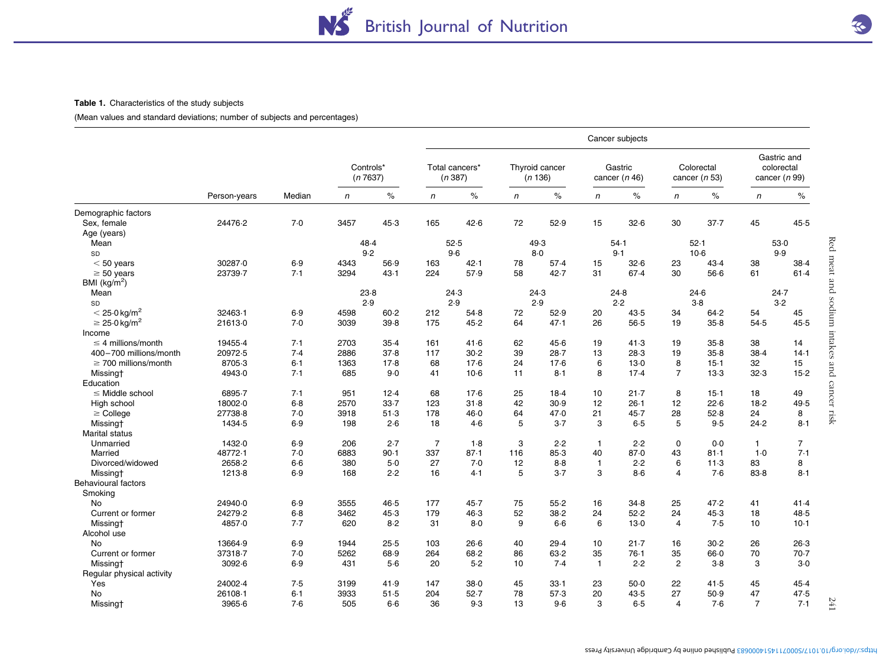**Table 1.** Characteristics of the study subjects

(Mean values and standard deviations; number of subjects and percentages)

| | | | | | Cancer subjects | | | | | | | | | |
|---|---|---|---|---|---|---|---|---|---|---|---|---|---|---|
| | | | Controls* (*n* 7637) | | Total cancers* (*n* 387) | | Thyroid cancer (*n* 136) | | Gastric cancer (*n* 46) | | Colorectal cancer (*n* 53) | | Gastric and colorectal cancer (*n* 99) | |
| | Person-years | Median | *n* | % | *n* | % | *n* | % | *n* | % | *n* | % | *n* | % |
| Demographic factors | | | | | | | | | | | | | | |
| Sex, female | 24476·2 | 7·0 | 3457 | 45·3 | 165 | 42·6 | 72 | 52·9 | 15 | 32·6 | 30 | 37·7 | 45 | 45·5 |
| Age (years) | | | | | | | | | | | | | | |
| Mean | | | 48·4 | | 52·5 | | 49·3 | | 54·1 | | 52·1 | | 53·0 | |
| SD | | | 9·2 | | 9·6 | | 8·0 | | 9·1 | | 10·6 | | 9·9 | |
| < 50 years | 30287·0 | 6·9 | 4343 | 56·9 | 163 | 42·1 | 78 | 57·4 | 15 | 32·6 | 23 | 43·4 | 38 | 38·4 |
| ≥ 50 years | 23739·7 | 7·1 | 3294 | 43·1 | 224 | 57·9 | 58 | 42·7 | 31 | 67·4 | 30 | 56·6 | 61 | 61·4 |
| BMI (kg/m²) | | | | | | | | | | | | | | |
| Mean | | | 23·8 | | 24·3 | | 24·3 | | 24·8 | | 24·6 | | 24·7 | |
| SD | | | 2·9 | | 2·9 | | 2·9 | | 2·2 | | 3·8 | | 3·2 | |
| < 25·0 kg/m² | 32463·1 | 6·9 | 4598 | 60·2 | 212 | 54·8 | 72 | 52·9 | 20 | 43·5 | 34 | 64·2 | 54 | 45 |
| ≥ 25·0 kg/m² | 21613·0 | 7·0 | 3039 | 39·8 | 175 | 45·2 | 64 | 47·1 | 26 | 56·5 | 19 | 35·8 | 54·5 | 45·5 |
| Income | | | | | | | | | | | | | | |
| ≤ 4 millions/month | 19455·4 | 7·1 | 2703 | 35·4 | 161 | 41·6 | 62 | 45·6 | 19 | 41·3 | 19 | 35·8 | 38 | 14 |
| 400–700 millions/month | 20972·5 | 7·4 | 2886 | 37·8 | 117 | 30·2 | 39 | 28·7 | 13 | 28·3 | 19 | 35·8 | 38·4 | 14·1 |
| ≥ 700 millions/month | 8705·3 | 6·1 | 1363 | 17·8 | 68 | 17·6 | 24 | 17·6 | 6 | 13·0 | 8 | 15·1 | 32 | 15 |
| Missing† | 4943·0 | 7·1 | 685 | 9·0 | 41 | 10·6 | 11 | 8·1 | 8 | 17·4 | 7 | 13·3 | 32·3 | 15·2 |
| Education | | | | | | | | | | | | | | |
| ≤ Middle school | 6895·7 | 7·1 | 951 | 12·4 | 68 | 17·6 | 25 | 18·4 | 10 | 21·7 | 8 | 15·1 | 18 | 49 |
| High school | 18002·0 | 6·8 | 2570 | 33·7 | 123 | 31·8 | 42 | 30·9 | 12 | 26·1 | 12 | 22·6 | 18·2 | 49·5 |
| ≥ College | 27738·8 | 7·0 | 3918 | 51·3 | 178 | 46·0 | 64 | 47·0 | 21 | 45·7 | 28 | 52·8 | 24 | 8 |
| Missing† | 1434·5 | 6·9 | 198 | 2·6 | 18 | 4·6 | 5 | 3·7 | 3 | 6·5 | 5 | 9·5 | 24·2 | 8·1 |
| Marital status | | | | | | | | | | | | | | |
| Unmarried | 1432·0 | 6·9 | 206 | 2·7 | 7 | 1·8 | 3 | 2·2 | 1 | 2·2 | 0 | 0·0 | 1 | 7 |
| Married | 48772·1 | 7·0 | 6883 | 90·1 | 337 | 87·1 | 116 | 85·3 | 40 | 87·0 | 43 | 81·1 | 1·0 | 7·1 |
| Divorced/widowed | 2658·2 | 6·6 | 380 | 5·0 | 27 | 7·0 | 12 | 8·8 | 1 | 2·2 | 6 | 11·3 | 83 | 8 |
| Missing† | 1213·8 | 6·9 | 168 | 2·2 | 16 | 4·1 | 5 | 3·7 | 3 | 8·6 | 4 | 7·6 | 83·8 | 8·1 |
| Behavioural factors | | | | | | | | | | | | | | |
| Smoking | | | | | | | | | | | | | | |
| No | 24940·0 | 6·9 | 3555 | 46·5 | 177 | 45·7 | 75 | 55·2 | 16 | 34·8 | 25 | 47·2 | 41 | 41·4 |
| Current or former | 24279·2 | 6·8 | 3462 | 45·3 | 179 | 46·3 | 52 | 38·2 | 24 | 52·2 | 24 | 45·3 | 18 | 48·5 |
| Missing† | 4857·0 | 7·7 | 620 | 8·2 | 31 | 8·0 | 9 | 6·6 | 6 | 13·0 | 4 | 7·5 | 10 | 10·1 |
| Alcohol use | | | | | | | | | | | | | | |
| No | 13664·9 | 6·9 | 1944 | 25·5 | 103 | 26·6 | 40 | 29·4 | 10 | 21·7 | 16 | 30·2 | 26 | 26·3 |
| Current or former | 37318·7 | 7·0 | 5262 | 68·9 | 264 | 68·2 | 86 | 63·2 | 35 | 76·1 | 35 | 66·0 | 70 | 70·7 |
| Missing† | 3092·6 | 6·9 | 431 | 5·6 | 20 | 5·2 | 10 | 7·4 | 1 | 2·2 | 2 | 3·8 | 3 | 3·0 |
| Regular physical activity | | | | | | | | | | | | | | |
| Yes | 24002·4 | 7·5 | 3199 | 41·9 | 147 | 38·0 | 45 | 33·1 | 23 | 50·0 | 22 | 41·5 | 45 | 45·4 |
| No | 26108·1 | 6·1 | 3933 | 51·5 | 204 | 52·7 | 78 | 57·3 | 20 | 43·5 | 27 | 50·9 | 47 | 47·5 |
| Missing† | 3965·6 | 7·6 | 505 | 6·6 | 36 | 9·3 | 13 | 9·6 | 3 | 6·5 | 4 | 7·6 | 7 | 7·1 |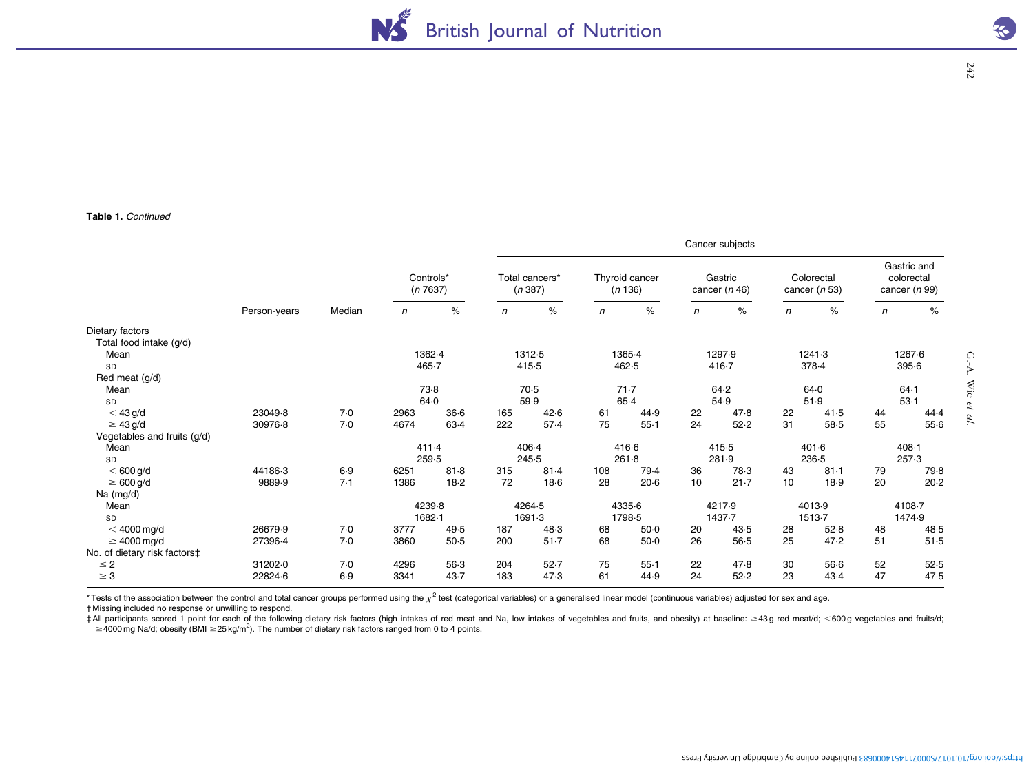**Table 1.** *Continued*

| | | | Controls* (*n* 7637) | | Cancer subjects | | | | | | | | | | | |
|---|---|---|---|---|---|---|---|---|---|---|---|---|---|---|---|---|
| | | | | | Total cancers* (*n* 387) | | Thyroid cancer (*n* 136) | | Gastric cancer (*n* 46) | | Colorectal cancer (*n* 53) | | Gastric and colorectal cancer (*n* 99) | | | |
| | Person-years | Median | *n* | % | *n* | % | *n* | % | *n* | % | *n* | % | *n* | % | | |
| Dietary factors | | | | | | | | | | | | | | | | |
| Total food intake (g/d) | | | | | | | | | | | | | | | | |
| Mean | | | 1362·4 | | 1312·5 | | 1365·4 | | 1297·9 | | 1241·3 | | 1267·6 | | | |
| SD | | | 465·7 | | 415·5 | | 462·5 | | 416·7 | | 378·4 | | 395·6 | | | |
| Red meat (g/d) | | | | | | | | | | | | | | | | |
| Mean | | | 73·8 | | 70·5 | | 71·7 | | 64·2 | | 64·0 | | 64·1 | | | |
| SD | | | 64·0 | | 59·9 | | 65·4 | | 54·9 | | 51·9 | | 53·1 | | | |
| < 43 g/d | 23049·8 | 7·0 | 2963 | 36·6 | 165 | 42·6 | 61 | 44·9 | 22 | 47·8 | 22 | 41·5 | 44 | 44·4 | | |
| ≥ 43 g/d | 30976·8 | 7·0 | 4674 | 63·4 | 222 | 57·4 | 75 | 55·1 | 24 | 52·2 | 31 | 58·5 | 55 | 55·6 | | |
| Vegetables and fruits (g/d) | | | | | | | | | | | | | | | | |
| Mean | | | 411·4 | | 406·4 | | 416·6 | | 415·5 | | 401·6 | | 408·1 | | | |
| SD | | | 259·5 | | 245·5 | | 261·8 | | 281·9 | | 236·5 | | 257·3 | | | |
| < 600 g/d | 44186·3 | 6·9 | 6251 | 81·8 | 315 | 81·4 | 108 | 79·4 | 36 | 78·3 | 43 | 81·1 | 79 | 79·8 | | |
| ≥ 600 g/d | 9889·9 | 7·1 | 1386 | 18·2 | 72 | 18·6 | 28 | 20·6 | 10 | 21·7 | 10 | 18·9 | 20 | 20·2 | | |
| Na (mg/d) | | | | | | | | | | | | | | | | |
| Mean | | | 4239·8 | | 4264·5 | | 4335·6 | | 4217·9 | | 4013·9 | | 4108·7 | | | |
| SD | | | 1682·1 | | 1691·3 | | 1798·5 | | 1437·7 | | 1513·7 | | 1474·9 | | | |
| < 4000 mg/d | 26679·9 | 7·0 | 3777 | 49·5 | 187 | 48·3 | 68 | 50·0 | 20 | 43·5 | 28 | 52·8 | 48 | 48·5 | | |
| ≥ 4000 mg/d | 27396·4 | 7·0 | 3860 | 50·5 | 200 | 51·7 | 68 | 50·0 | 26 | 56·5 | 25 | 47·2 | 51 | 51·5 | | |
| No. of dietary risk factors‡ | | | | | | | | | | | | | | | | |
| ≤ 2 | 31202·0 | 7·0 | 4296 | 56·3 | 204 | 52·7 | 75 | 55·1 | 22 | 47·8 | 30 | 56·6 | 52 | 52·5 | | |
| ≥ 3 | 22824·6 | 6·9 | 3341 | 43·7 | 183 | 47·3 | 61 | 44·9 | 24 | 52·2 | 23 | 43·4 | 47 | 47·5 | | |

\* Tests of the association between the control and total cancer groups performed using the $\chi^2$ test (categorical variables) or a generalised linear model (continuous variables) adjusted for sex and age.
† Missing included no response or unwilling to respond.
‡ All participants scored 1 point for each of the following dietary risk factors (high intakes of red meat and Na, low intakes of vegetables and fruits, and obesity) at baseline: ≥43 g red meat/d; <600 g vegetables and fruits/d; ≥4000 mg Na/d; obesity (BMI ≥25 kg/m$^2$). The number of dietary risk factors ranged from 0 to 4 points.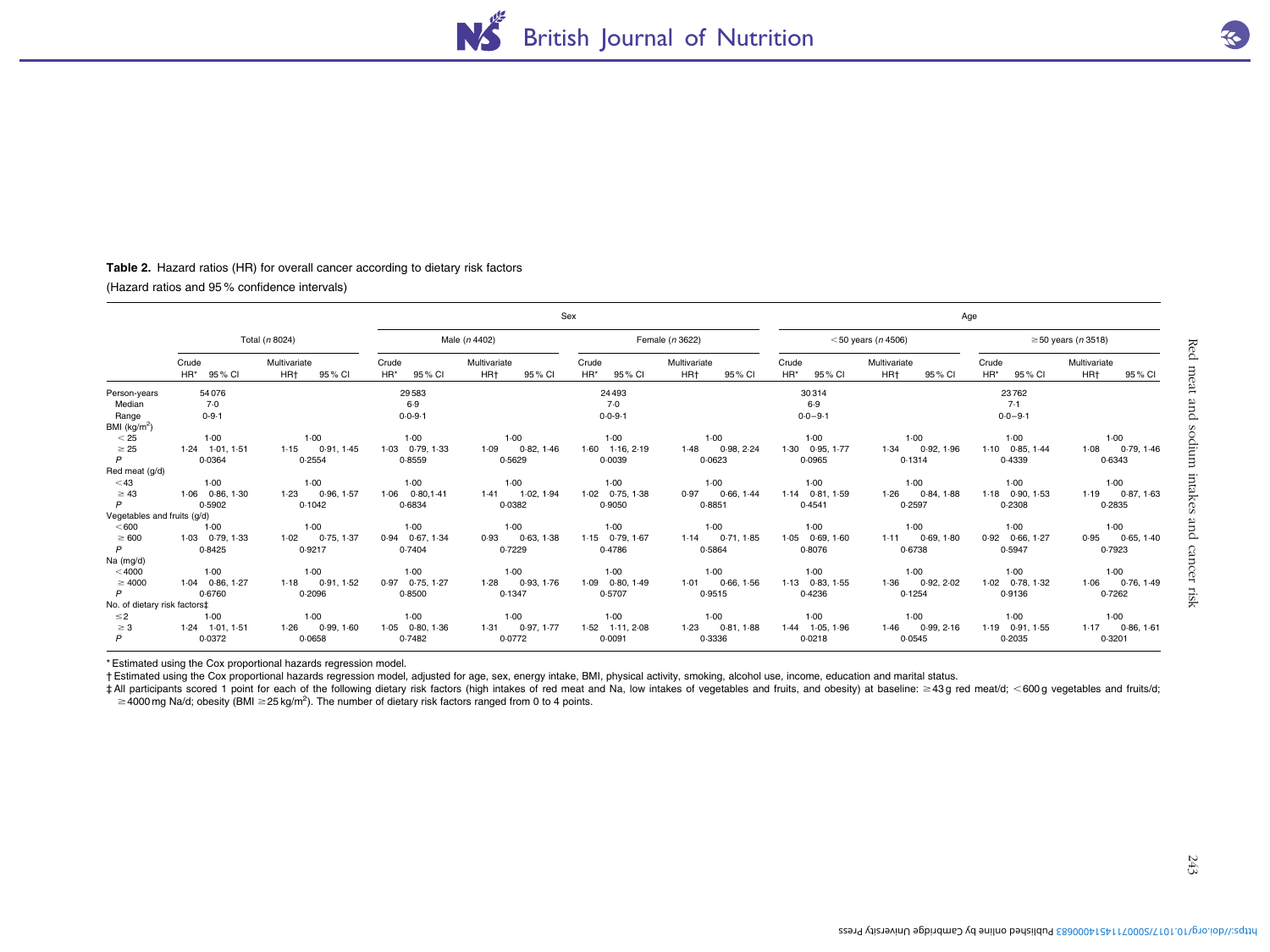**Table 2.** Hazard ratios (HR) for overall cancer according to dietary risk factors

(Hazard ratios and 95 % confidence intervals)

| | Total (*n* 8024) | | | | Sex | | | | | | | | Age | | | | | | | |
|---|---|---|---|---|---|---|---|---|---|---|---|---|---|---|---|---|---|---|---|---|
| | | | | | Male (*n* 4402) | | | | Female (*n* 3622) | | | | <50 years (*n* 4506) | | | | ≥50 years (*n* 3518) | | | |
| | Crude | | Multivariate | | Crude | | Multivariate | | Crude | | Multivariate | | Crude | | Multivariate | | Crude | | Multivariate | |
| | HR* | 95 % CI | HR† | 95 % CI | HR* | 95 % CI | HR† | 95 % CI | HR* | 95 % CI | HR† | 95 % CI | HR* | 95 % CI | HR† | 95 % CI | HR* | 95 % CI | HR† | 95 % CI |
| Person-years | 54 076 | | | | 29 583 | | | | 24 493 | | | | 30 314 | | | | 23 762 | | | |
| Median | 7·0 | | | | 6·9 | | | | 7·0 | | | | 6·9 | | | | 7·1 | | | |
| Range | 0-9·1 | | | | 0·0-9·1 | | | | 0·0-9·1 | | | | 0·0–9·1 | | | | 0·0–9·1 | | | |
| BMI (kg/m$^2$) | | | | | | | | | | | | | | | | | | | | |
| <25 | 1·00 | | 1·00 | | 1·00 | | 1·00 | | 1·00 | | 1·00 | | 1·00 | | 1·00 | | 1·00 | | 1·00 | |
| ≥25 | 1·24 | 1·01, 1·51 | 1·15 | 0·91, 1·45 | 1·03 | 0·79, 1·33 | 1·09 | 0·82, 1·46 | 1·60 | 1·16, 2·19 | 1·48 | 0·98, 2·24 | 1·30 | 0·95, 1·77 | 1·34 | 0·92, 1·96 | 1·10 | 0·85, 1·44 | 1·08 | 0·79, 1·46 |
| *P* | 0·0364 | | 0·2554 | | 0·8559 | | 0·5629 | | 0·0039 | | 0·0623 | | 0·0965 | | 0·1314 | | 0·4339 | | 0·6343 | |
| Red meat (g/d) | | | | | | | | | | | | | | | | | | | | |
| <43 | 1·00 | | 1·00 | | 1·00 | | 1·00 | | 1·00 | | 1·00 | | 1·00 | | 1·00 | | 1·00 | | 1·00 | |
| ≥43 | 1·06 | 0·86, 1·30 | 1·23 | 0·96, 1·57 | 1·06 | 0·80,1·41 | 1·41 | 1·02, 1·94 | 1·02 | 0·75, 1·38 | 0·97 | 0·66, 1·44 | 1·14 | 0·81, 1·59 | 1·26 | 0·84, 1·88 | 1·18 | 0·90, 1·53 | 1·19 | 0·87, 1·63 |
| *P* | 0·5902 | | 0·1042 | | 0·6834 | | 0·0382 | | 0·9050 | | 0·8851 | | 0·4541 | | 0·2597 | | 0·2308 | | 0·2835 | |
| Vegetables and fruits (g/d) | | | | | | | | | | | | | | | | | | | | |
| <600 | 1·00 | | 1·00 | | 1·00 | | 1·00 | | 1·00 | | 1·00 | | 1·00 | | 1·00 | | 1·00 | | 1·00 | |
| ≥600 | 1·03 | 0·79, 1·33 | 1·02 | 0·75, 1·37 | 0·94 | 0·67, 1·34 | 0·93 | 0·63, 1·38 | 1·15 | 0·79, 1·67 | 1·14 | 0·71, 1·85 | 1·05 | 0·69, 1·60 | 1·11 | 0·69, 1·80 | 0·92 | 0·66, 1·27 | 0·95 | 0·65, 1·40 |
| *P* | 0·8425 | | 0·9217 | | 0·7404 | | 0·7229 | | 0·4786 | | 0·5864 | | 0·8076 | | 0·6738 | | 0·5947 | | 0·7923 | |
| Na (mg/d) | | | | | | | | | | | | | | | | | | | | |
| <4000 | 1·00 | | 1·00 | | 1·00 | | 1·00 | | 1·00 | | 1·00 | | 1·00 | | 1·00 | | 1·00 | | 1·00 | |
| ≥4000 | 1·04 | 0·86, 1·27 | 1·18 | 0·91, 1·52 | 0·97 | 0·75, 1·27 | 1·28 | 0·93, 1·76 | 1·09 | 0·80, 1·49 | 1·01 | 0·66, 1·56 | 1·13 | 0·83, 1·55 | 1·36 | 0·92, 2·02 | 1·02 | 0·78, 1·32 | 1·06 | 0·76, 1·49 |
| *P* | 0·6760 | | 0·2096 | | 0·8500 | | 0·1347 | | 0·5707 | | 0·9515 | | 0·4236 | | 0·1254 | | 0·9136 | | 0·7262 | |
| No. of dietary risk factors‡ | | | | | | | | | | | | | | | | | | | | |
| ≤2 | 1·00 | | 1·00 | | 1·00 | | 1·00 | | 1·00 | | 1·00 | | 1·00 | | 1·00 | | 1·00 | | 1·00 | |
| ≥3 | 1·24 | 1·01, 1·51 | 1·26 | 0·99, 1·60 | 1·05 | 0·80, 1·36 | 1·31 | 0·97, 1·77 | 1·52 | 1·11, 2·08 | 1·23 | 0·81, 1·88 | 1·44 | 1·05, 1·96 | 1·46 | 0·99, 2·16 | 1·19 | 0·91, 1·55 | 1·17 | 0·86, 1·61 |
| *P* | 0·0372 | | 0·0658 | | 0·7482 | | 0·0772 | | 0·0091 | | 0·3336 | | 0·0218 | | 0·0545 | | 0·2035 | | 0·3201 | |

\* Estimated using the Cox proportional hazards regression model.

† Estimated using the Cox proportional hazards regression model, adjusted for age, sex, energy intake, BMI, physical activity, smoking, alcohol use, income, education and marital status.

‡ All participants scored 1 point for each of the following dietary risk factors (high intakes of red meat and Na, low intakes of vegetables and fruits, and obesity) at baseline: ≥43 g red meat/d; <600 g vegetables and fruits/d; ≥4000 mg Na/d; obesity (BMI ≥25 kg/m$^2$). The number of dietary risk factors ranged from 0 to 4 points.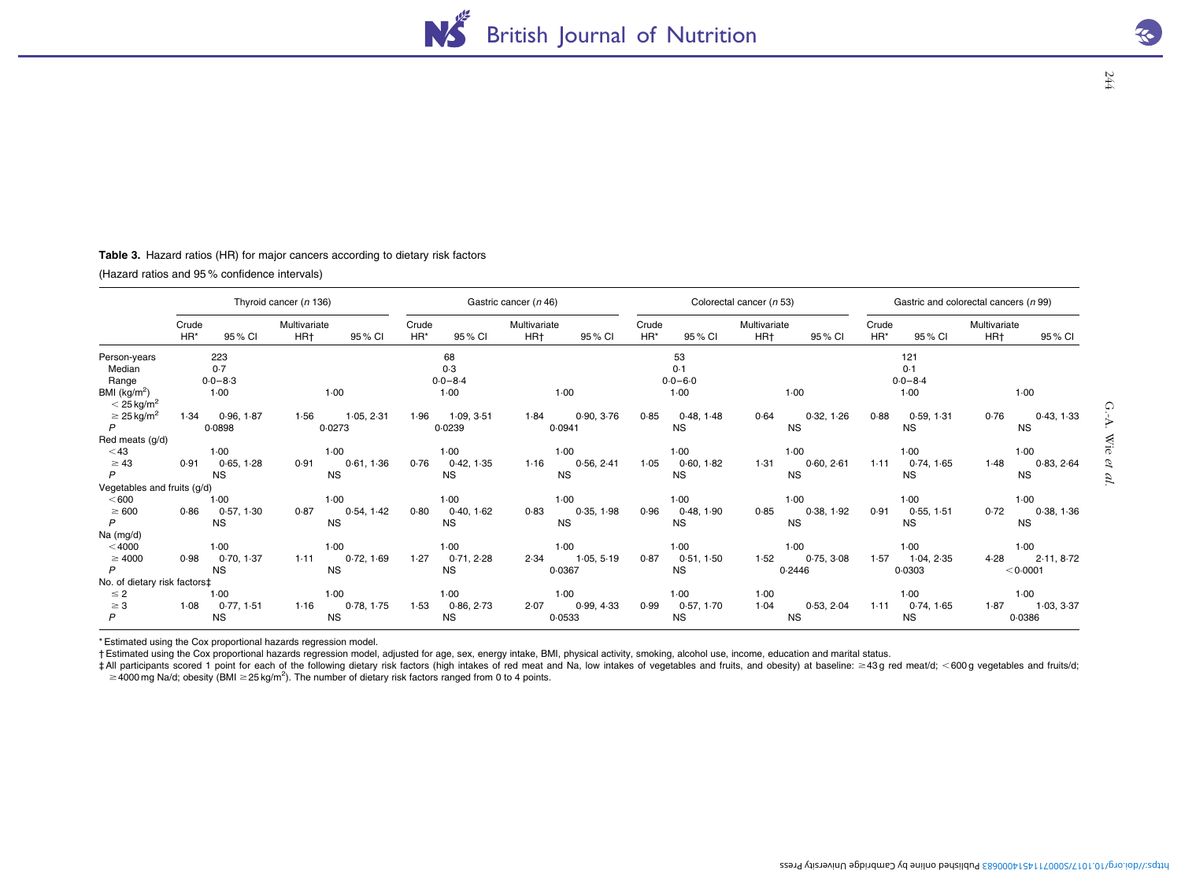**Table 3.** Hazard ratios (HR) for major cancers according to dietary risk factors

(Hazard ratios and 95 % confidence intervals)

| | Thyroid cancer (*n* 136) | | | | Gastric cancer (*n* 46) | | | | Colorectal cancer (*n* 53) | | | | Gastric and colorectal cancers (*n* 99) | | | |
|---|---|---|---|---|---|---|---|---|---|---|---|---|---|---|---|---|
| | Crude HR* | 95 % CI | Multivariate HR† | 95 % CI | Crude HR* | 95 % CI | Multivariate HR† | 95 % CI | Crude HR* | 95 % CI | Multivariate HR† | 95 % CI | Crude HR* | 95 % CI | Multivariate HR† | 95 % CI |
| Person-years | 223 | | | | 68 | | | | 53 | | | | 121 | | | |
| Median | 0·7 | | | | 0·3 | | | | 0·1 | | | | 0·1 | | | |
| Range | 0·0–8·3 | | | | 0·0–8·4 | | | | 0·0–6·0 | | | | 0·0–8·4 | | | |
| BMI ($kg/m^2$) | | | | | | | | | | | | | | | | |
| $< 25\,kg/m^2$ | 1·00 | | 1·00 | | 1·00 | | 1·00 | | 1·00 | | 1·00 | | 1·00 | | 1·00 | |
| $\geq 25\,kg/m^2$ | 1·34 | 0·96, 1·87 | 1·56 | 1·05, 2·31 | 1·96 | 1·09, 3·51 | 1·84 | 0·90, 3·76 | 0·85 | 0·48, 1·48 | 0·64 | 0·32, 1·26 | 0·88 | 0·59, 1·31 | 0·76 | 0·43, 1·33 |
| *P* | 0·0898 | | 0·0273 | | 0·0239 | | 0·0941 | | NS | | NS | | NS | | NS | |
| Red meats (g/d) | | | | | | | | | | | | | | | | |
| < 43 | 1·00 | | 1·00 | | 1·00 | | 1·00 | | 1·00 | | 1·00 | | 1·00 | | 1·00 | |
| ≥ 43 | 0·91 | 0·65, 1·28 | 0·91 | 0·61, 1·36 | 0·76 | 0·42, 1·35 | 1·16 | 0·56, 2·41 | 1·05 | 0·60, 1·82 | 1·31 | 0·60, 2·61 | 1·11 | 0·74, 1·65 | 1·48 | 0·83, 2·64 |
| *P* | NS | | NS | | NS | | NS | | NS | | NS | | NS | | NS | |
| Vegetables and fruits (g/d) | | | | | | | | | | | | | | | | |
| < 600 | 1·00 | | 1·00 | | 1·00 | | 1·00 | | 1·00 | | 1·00 | | 1·00 | | 1·00 | |
| ≥ 600 | 0·86 | 0·57, 1·30 | 0·87 | 0·54, 1·42 | 0·80 | 0·40, 1·62 | 0·83 | 0·35, 1·98 | 0·96 | 0·48, 1·90 | 0·85 | 0·38, 1·92 | 0·91 | 0·55, 1·51 | 0·72 | 0·38, 1·36 |
| *P* | NS | | NS | | NS | | NS | | NS | | NS | | NS | | NS | |
| Na (mg/d) | | | | | | | | | | | | | | | | |
| < 4000 | 1·00 | | 1·00 | | 1·00 | | 1·00 | | 1·00 | | 1·00 | | 1·00 | | 1·00 | |
| ≥ 4000 | 0·98 | 0·70, 1·37 | 1·11 | 0·72, 1·69 | 1·27 | 0·71, 2·28 | 2·34 | 1·05, 5·19 | 0·87 | 0·51, 1·50 | 1·52 | 0·75, 3·08 | 1·57 | 1·04, 2·35 | 4·28 | 2·11, 8·72 |
| *P* | NS | | NS | | NS | | 0·0367 | | NS | | 0·2446 | | 0·0303 | | < 0·0001 | |
| No. of dietary risk factors‡ | | | | | | | | | | | | | | | | |
| ≤ 2 | 1·00 | | 1·00 | | 1·00 | | 1·00 | | 1·00 | | 1·00 | | 1·00 | | 1·00 | |
| ≥ 3 | 1·08 | 0·77, 1·51 | 1·16 | 0·78, 1·75 | 1·53 | 0·86, 2·73 | 2·07 | 0·99, 4·33 | 0·99 | 0·57, 1·70 | 1·04 | 0·53, 2·04 | 1·11 | 0·74, 1·65 | 1·87 | 1·03, 3·37 |
| *P* | NS | | NS | | NS | | 0·0533 | | NS | | NS | | NS | | 0·0386 | |

\* Estimated using the Cox proportional hazards regression model.

† Estimated using the Cox proportional hazards regression model, adjusted for age, sex, energy intake, BMI, physical activity, smoking, alcohol use, income, education and marital status.

‡ All participants scored 1 point for each of the following dietary risk factors (high intakes of red meat and Na, low intakes of vegetables and fruits, and obesity) at baseline: ≥43 g red meat/d; <600 g vegetables and fruits/d; ≥4000 mg Na/d; obesity (BMI $\geq 25\,kg/m^2$). The number of dietary risk factors ranged from 0 to 4 points.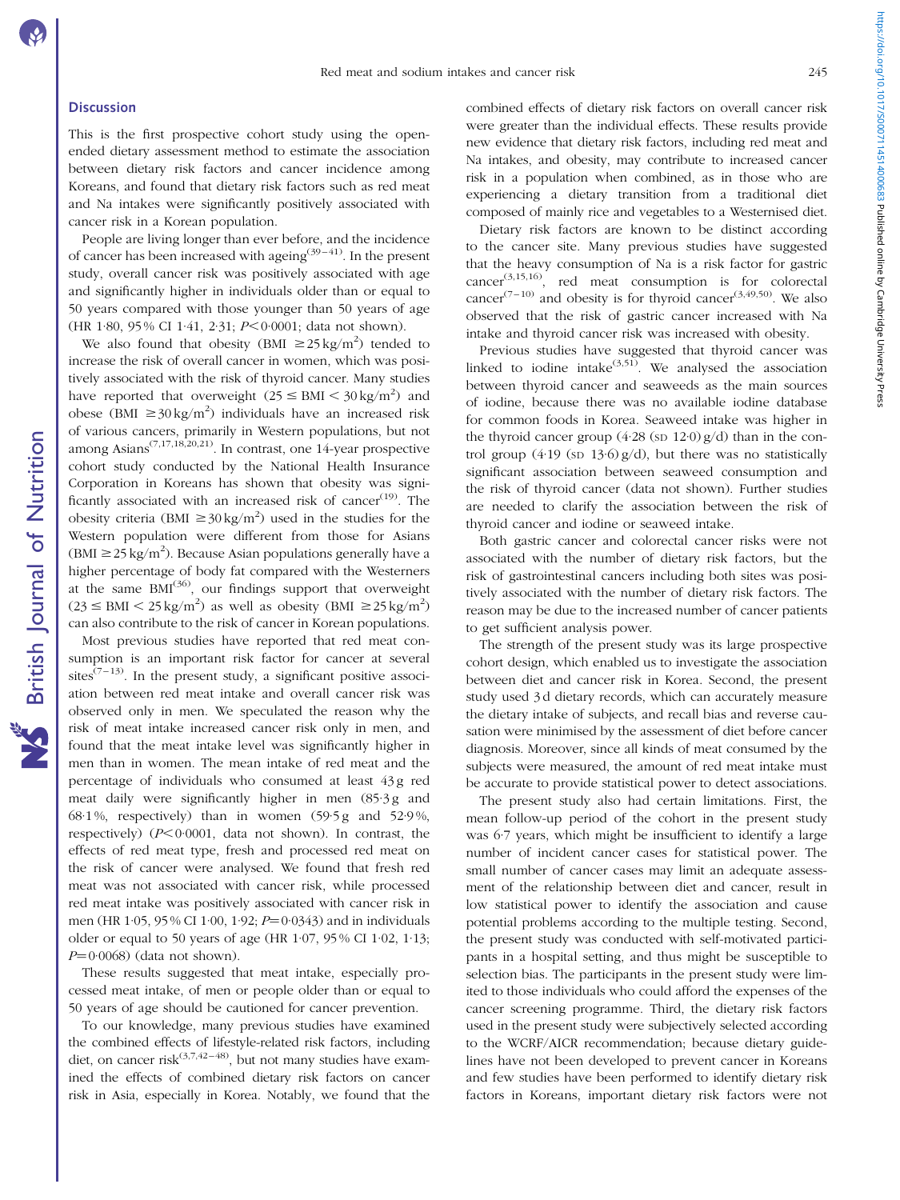## Discussion

This is the first prospective cohort study using the open-ended dietary assessment method to estimate the association between dietary risk factors and cancer incidence among Koreans, and found that dietary risk factors such as red meat and Na intakes were significantly positively associated with cancer risk in a Korean population.

People are living longer than ever before, and the incidence of cancer has been increased with ageing[39–41]. In the present study, overall cancer risk was positively associated with age and significantly higher in individuals older than or equal to 50 years compared with those younger than 50 years of age (HR 1·80, 95 % CI 1·41, 2·31; $P<0·0001$; data not shown).

We also found that obesity (BMI $\geq 25\,kg/m^2$) tended to increase the risk of overall cancer in women, which was positively associated with the risk of thyroid cancer. Many studies have reported that overweight ($25 \leq BMI < 30\,kg/m^2$) and obese (BMI $\geq 30\,kg/m^2$) individuals have an increased risk of various cancers, primarily in Western populations, but not among Asians[7,17,18,20,21]. In contrast, one 14-year prospective cohort study conducted by the National Health Insurance Corporation in Koreans has shown that obesity was significantly associated with an increased risk of cancer[19]. The obesity criteria (BMI $\geq 30\,kg/m^2$) used in the studies for the Western population were different from those for Asians (BMI $\geq 25\,kg/m^2$). Because Asian populations generally have a higher percentage of body fat compared with the Westerners at the same BMI[36], our findings support that overweight ($23 \leq BMI < 25\,kg/m^2$) as well as obesity (BMI $\geq 25\,kg/m^2$) can also contribute to the risk of cancer in Korean populations.

Most previous studies have reported that red meat consumption is an important risk factor for cancer at several sites[7–13]. In the present study, a significant positive association between red meat intake and overall cancer risk was observed only in men. We speculated the reason why the risk of meat intake increased cancer risk only in men, and found that the meat intake level was significantly higher in men than in women. The mean intake of red meat and the percentage of individuals who consumed at least 43 g red meat daily were significantly higher in men (85·3 g and 68·1 %, respectively) than in women (59·5 g and 52·9 %, respectively) ($P<0·0001$, data not shown). In contrast, the effects of red meat type, fresh and processed red meat on the risk of cancer were analysed. We found that fresh red meat was not associated with cancer risk, while processed red meat intake was positively associated with cancer risk in men (HR 1·05, 95 % CI 1·00, 1·92; $P=0·0343$) and in individuals older or equal to 50 years of age (HR 1·07, 95 % CI 1·02, 1·13; $P=0·0068$) (data not shown).

These results suggested that meat intake, especially processed meat intake, of men or people older than or equal to 50 years of age should be cautioned for cancer prevention.

To our knowledge, many previous studies have examined the combined effects of lifestyle-related risk factors, including diet, on cancer risk[3,7,42–48], but not many studies have examined the effects of combined dietary risk factors on cancer risk in Asia, especially in Korea. Notably, we found that the combined effects of dietary risk factors on overall cancer risk were greater than the individual effects. These results provide new evidence that dietary risk factors, including red meat and Na intakes, and obesity, may contribute to increased cancer risk in a population when combined, as in those who are experiencing a dietary transition from a traditional diet composed of mainly rice and vegetables to a Westernised diet.

Dietary risk factors are known to be distinct according to the cancer site. Many previous studies have suggested that the heavy consumption of Na is a risk factor for gastric cancer[3,15,16], red meat consumption is for colorectal cancer[7–10] and obesity is for thyroid cancer[3,49,50]. We also observed that the risk of gastric cancer increased with Na intake and thyroid cancer risk was increased with obesity.

Previous studies have suggested that thyroid cancer was linked to iodine intake[3,51]. We analysed the association between thyroid cancer and seaweeds as the main sources of iodine, because there was no available iodine database for common foods in Korea. Seaweed intake was higher in the thyroid cancer group (4·28 (SD 12·0) g/d) than in the control group (4·19 (SD 13·6) g/d), but there was no statistically significant association between seaweed consumption and the risk of thyroid cancer (data not shown). Further studies are needed to clarify the association between the risk of thyroid cancer and iodine or seaweed intake.

Both gastric cancer and colorectal cancer risks were not associated with the number of dietary risk factors, but the risk of gastrointestinal cancers including both sites was positively associated with the number of dietary risk factors. The reason may be due to the increased number of cancer patients to get sufficient analysis power.

The strength of the present study was its large prospective cohort design, which enabled us to investigate the association between diet and cancer risk in Korea. Second, the present study used 3 d dietary records, which can accurately measure the dietary intake of subjects, and recall bias and reverse causation were minimised by the assessment of diet before cancer diagnosis. Moreover, since all kinds of meat consumed by the subjects were measured, the amount of red meat intake must be accurate to provide statistical power to detect associations.

The present study also had certain limitations. First, the mean follow-up period of the cohort in the present study was 6·7 years, which might be insufficient to identify a large number of incident cancer cases for statistical power. The small number of cancer cases may limit an adequate assessment of the relationship between diet and cancer, result in low statistical power to identify the association and cause potential problems according to the multiple testing. Second, the present study was conducted with self-motivated participants in a hospital setting, and thus might be susceptible to selection bias. The participants in the present study were limited to those individuals who could afford the expenses of the cancer screening programme. Third, the dietary risk factors used in the present study were subjectively selected according to the WCRF/AICR recommendation; because dietary guidelines have not been developed to prevent cancer in Koreans and few studies have been performed to identify dietary risk factors in Koreans, important dietary risk factors were not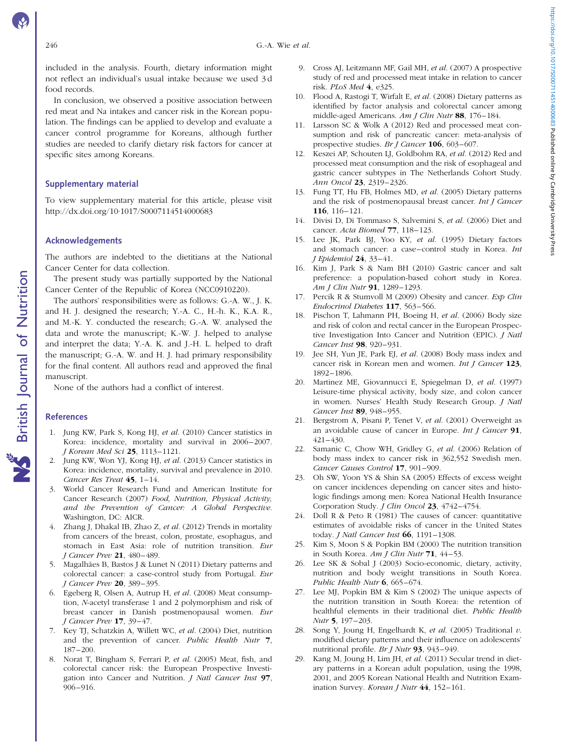included in the analysis. Fourth, dietary information might not reflect an individual's usual intake because we used 3 d food records.

In conclusion, we observed a positive association between red meat and Na intakes and cancer risk in the Korean population. The findings can be applied to develop and evaluate a cancer control programme for Koreans, although further studies are needed to clarify dietary risk factors for cancer at specific sites among Koreans.

## Supplementary material

To view supplementary material for this article, please visit http://dx.doi.org/10.1017/S0007114514000683

## Acknowledgements

The authors are indebted to the dietitians at the National Cancer Center for data collection.

The present study was partially supported by the National Cancer Center of the Republic of Korea (NCC0910220).

The authors' responsibilities were as follows: G.-A. W., J. K. and H. J. designed the research; Y.-A. C., H.-h. K., K.A. R., and M.-K. Y. conducted the research; G.-A. W. analysed the data and wrote the manuscript; K.-W. J. helped to analyse and interpret the data; Y.-A. K. and J.-H. L. helped to draft the manuscript; G.-A. W. and H. J. had primary responsibility for the final content. All authors read and approved the final manuscript.

None of the authors had a conflict of interest.

## References

1. Jung KW, Park S, Kong HJ, *et al.* (2010) Cancer statistics in Korea: incidence, mortality and survival in 2006–2007. *J Korean Med Sci* **25**, 1113–1121.
2. Jung KW, Won YJ, Kong HJ, *et al.* (2013) Cancer statistics in Korea: incidence, mortality, survival and prevalence in 2010. *Cancer Res Treat* **45**, 1–14.
3. World Cancer Research Fund and American Institute for Cancer Research (2007) *Food, Nutrition, Physical Activity, and the Prevention of Cancer: A Global Perspective*. Washington, DC: AICR.
4. Zhang J, Dhakal IB, Zhao Z, *et al.* (2012) Trends in mortality from cancers of the breast, colon, prostate, esophagus, and stomach in East Asia: role of nutrition transition. *Eur J Cancer Prev* **21**, 480–489.
5. Magalhães B, Bastos J & Lunet N (2011) Dietary patterns and colorectal cancer: a case-control study from Portugal. *Eur J Cancer Prev* **20**, 389–395.
6. Egeberg R, Olsen A, Autrup H, *et al.* (2008) Meat consumption, *N*-acetyl transferase 1 and 2 polymorphism and risk of breast cancer in Danish postmenopausal women. *Eur J Cancer Prev* **17**, 39–47.
7. Key TJ, Schatzkin A, Willett WC, *et al.* (2004) Diet, nutrition and the prevention of cancer. *Public Health Nutr* **7**, 187–200.
8. Norat T, Bingham S, Ferrari P, *et al.* (2005) Meat, fish, and colorectal cancer risk: the European Prospective Investigation into Cancer and Nutrition. *J Natl Cancer Inst* **97**, 906–916.
9. Cross AJ, Leitzmann MF, Gail MH, *et al.* (2007) A prospective study of red and processed meat intake in relation to cancer risk. *PLoS Med* **4**, e325.
10. Flood A, Rastogi T, Wirfalt E, *et al.* (2008) Dietary patterns as identified by factor analysis and colorectal cancer among middle-aged Americans. *Am J Clin Nutr* **88**, 176–184.
11. Larsson SC & Wolk A (2012) Red and processed meat consumption and risk of pancreatic cancer: meta-analysis of prospective studies. *Br J Cancer* **106**, 603–607.
12. Keszei AP, Schouten LJ, Goldbohm RA, *et al.* (2012) Red and processed meat consumption and the risk of esophageal and gastric cancer subtypes in The Netherlands Cohort Study. *Ann Oncol* **23**, 2319–2326.
13. Fung TT, Hu FB, Holmes MD, *et al.* (2005) Dietary patterns and the risk of postmenopausal breast cancer. *Int J Cancer* **116**, 116–121.
14. Divisi D, Di Tommaso S, Salvemini S, *et al.* (2006) Diet and cancer. *Acta Biomed* **77**, 118–123.
15. Lee JK, Park BJ, Yoo KY, *et al.* (1995) Dietary factors and stomach cancer: a case–control study in Korea. *Int J Epidemiol* **24**, 33–41.
16. Kim J, Park S & Nam BH (2010) Gastric cancer and salt preference: a population-based cohort study in Korea. *Am J Clin Nutr* **91**, 1289–1293.
17. Percik R & Stumvoll M (2009) Obesity and cancer. *Exp Clin Endocrinol Diabetes* **117**, 563–566.
18. Pischon T, Lahmann PH, Boeing H, *et al.* (2006) Body size and risk of colon and rectal cancer in the European Prospective Investigation Into Cancer and Nutrition (EPIC). *J Natl Cancer Inst* **98**, 920–931.
19. Jee SH, Yun JE, Park EJ, *et al.* (2008) Body mass index and cancer risk in Korean men and women. *Int J Cancer* **123**, 1892–1896.
20. Martinez ME, Giovannucci E, Spiegelman D, *et al.* (1997) Leisure-time physical activity, body size, and colon cancer in women. Nurses' Health Study Research Group. *J Natl Cancer Inst* **89**, 948–955.
21. Bergstrom A, Pisani P, Tenet V, *et al.* (2001) Overweight as an avoidable cause of cancer in Europe. *Int J Cancer* **91**, 421–430.
22. Samanic C, Chow WH, Gridley G, *et al.* (2006) Relation of body mass index to cancer risk in 362,552 Swedish men. *Cancer Causes Control* **17**, 901–909.
23. Oh SW, Yoon YS & Shin SA (2005) Effects of excess weight on cancer incidences depending on cancer sites and histologic findings among men: Korea National Health Insurance Corporation Study. *J Clin Oncol* **23**, 4742–4754.
24. Doll R & Peto R (1981) The causes of cancer: quantitative estimates of avoidable risks of cancer in the United States today. *J Natl Cancer Inst* **66**, 1191–1308.
25. Kim S, Moon S & Popkin BM (2000) The nutrition transition in South Korea. *Am J Clin Nutr* **71**, 44–53.
26. Lee SK & Sobal J (2003) Socio-economic, dietary, activity, nutrition and body weight transitions in South Korea. *Public Health Nutr* **6**, 665–674.
27. Lee MJ, Popkin BM & Kim S (2002) The unique aspects of the nutrition transition in South Korea: the retention of healthful elements in their traditional diet. *Public Health Nutr* **5**, 197–203.
28. Song Y, Joung H, Engelhardt K, *et al.* (2005) Traditional *v.* modified dietary patterns and their influence on adolescents' nutritional profile. *Br J Nutr* **93**, 943–949.
29. Kang M, Joung H, Lim JH, *et al.* (2011) Secular trend in dietary patterns in a Korean adult population, using the 1998, 2001, and 2005 Korean National Health and Nutrition Examination Survey. *Korean J Nutr* **44**, 152–161.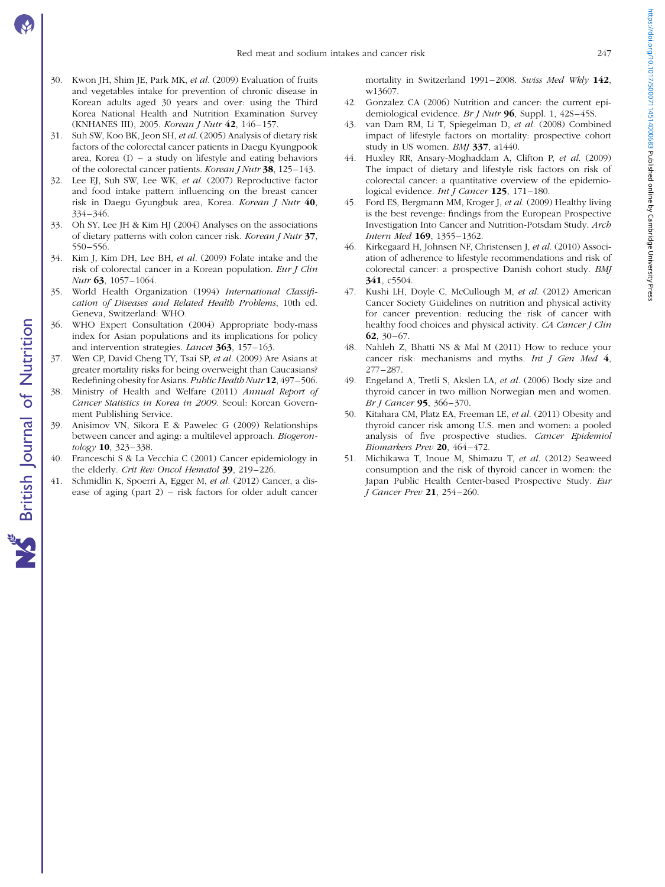30. Kwon JH, Shim JE, Park MK, *et al.* (2009) Evaluation of fruits and vegetables intake for prevention of chronic disease in Korean adults aged 30 years and over: using the Third Korea National Health and Nutrition Examination Survey (KNHANES III), 2005. *Korean J Nutr* **42**, 146–157.
31. Suh SW, Koo BK, Jeon SH, *et al.* (2005) Analysis of dietary risk factors of the colorectal cancer patients in Daegu Kyungpook area, Korea (I) – a study on lifestyle and eating behaviors of the colorectal cancer patients. *Korean J Nutr* **38**, 125–143.
32. Lee EJ, Suh SW, Lee WK, *et al.* (2007) Reproductive factor and food intake pattern influencing on the breast cancer risk in Daegu Gyungbuk area, Korea. *Korean J Nutr* **40**, 334–346.
33. Oh SY, Lee JH & Kim HJ (2004) Analyses on the associations of dietary patterns with colon cancer risk. *Korean J Nutr* **37**, 550–556.
34. Kim J, Kim DH, Lee BH, *et al.* (2009) Folate intake and the risk of colorectal cancer in a Korean population. *Eur J Clin Nutr* **63**, 1057–1064.
35. World Health Organization (1994) *International Classification of Diseases and Related Health Problems*, 10th ed. Geneva, Switzerland: WHO.
36. WHO Expert Consultation (2004) Appropriate body-mass index for Asian populations and its implications for policy and intervention strategies. *Lancet* **363**, 157–163.
37. Wen CP, David Cheng TY, Tsai SP, *et al.* (2009) Are Asians at greater mortality risks for being overweight than Caucasians? Redefining obesity for Asians. *Public Health Nutr* **12**, 497–506.
38. Ministry of Health and Welfare (2011) *Annual Report of Cancer Statistics in Korea in 2009*. Seoul: Korean Government Publishing Service.
39. Anisimov VN, Sikora E & Pawelec G (2009) Relationships between cancer and aging: a multilevel approach. *Biogerontology* **10**, 323–338.
40. Franceschi S & La Vecchia C (2001) Cancer epidemiology in the elderly. *Crit Rev Oncol Hematol* **39**, 219–226.
41. Schmidlin K, Spoerri A, Egger M, *et al.* (2012) Cancer, a disease of aging (part 2) – risk factors for older adult cancer mortality in Switzerland 1991–2008. *Swiss Med Wkly* **142**, w13607.
42. Gonzalez CA (2006) Nutrition and cancer: the current epidemiological evidence. *Br J Nutr* **96**, Suppl. 1, 42S–45S.
43. van Dam RM, Li T, Spiegelman D, *et al.* (2008) Combined impact of lifestyle factors on mortality: prospective cohort study in US women. *BMJ* **337**, a1440.
44. Huxley RR, Ansary-Moghaddam A, Clifton P, *et al.* (2009) The impact of dietary and lifestyle risk factors on risk of colorectal cancer: a quantitative overview of the epidemiological evidence. *Int J Cancer* **125**, 171–180.
45. Ford ES, Bergmann MM, Kroger J, *et al.* (2009) Healthy living is the best revenge: findings from the European Prospective Investigation Into Cancer and Nutrition-Potsdam Study. *Arch Intern Med* **169**, 1355–1362.
46. Kirkegaard H, Johnsen NF, Christensen J, *et al.* (2010) Association of adherence to lifestyle recommendations and risk of colorectal cancer: a prospective Danish cohort study. *BMJ* **341**, c5504.
47. Kushi LH, Doyle C, McCullough M, *et al.* (2012) American Cancer Society Guidelines on nutrition and physical activity for cancer prevention: reducing the risk of cancer with healthy food choices and physical activity. *CA Cancer J Clin* **62**, 30–67.
48. Nahleh Z, Bhatti NS & Mal M (2011) How to reduce your cancer risk: mechanisms and myths. *Int J Gen Med* **4**, 277–287.
49. Engeland A, Tretli S, Akslen LA, *et al.* (2006) Body size and thyroid cancer in two million Norwegian men and women. *Br J Cancer* **95**, 366–370.
50. Kitahara CM, Platz EA, Freeman LE, *et al.* (2011) Obesity and thyroid cancer risk among U.S. men and women: a pooled analysis of five prospective studies. *Cancer Epidemiol Biomarkers Prev* **20**, 464–472.
51. Michikawa T, Inoue M, Shimazu T, *et al.* (2012) Seaweed consumption and the risk of thyroid cancer in women: the Japan Public Health Center-based Prospective Study. *Eur J Cancer Prev* **21**, 254–260.